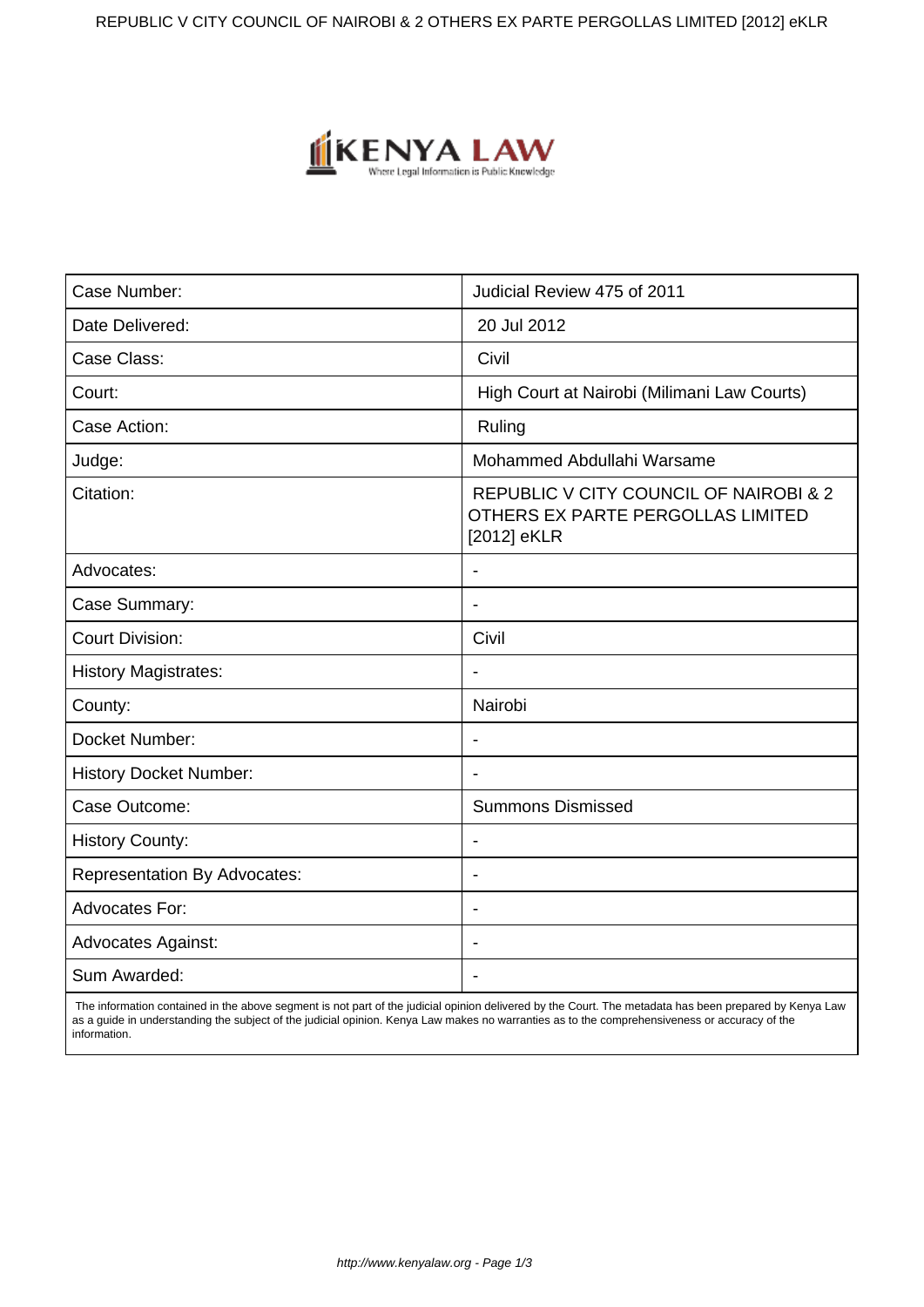| Case Number: | Judicial Review 475 of 2011 |
| --- | --- |
| Date Delivered: | 20 Jul 2012 |
| Case Class: | Civil |
| Court: | High Court at Nairobi (Milimani Law Courts) |
| Case Action: | Ruling |
| Judge: | Mohammed Abdullahi Warsame |
| Citation: | REPUBLIC V CITY COUNCIL OF NAIROBI & 2 OTHERS EX PARTE PERGOLLAS LIMITED [2012] eKLR |
| Advocates: | - |
| Case Summary: | - |
| Court Division: | Civil |
| History Magistrates: | - |
| County: | Nairobi |
| Docket Number: | - |
| History Docket Number: | - |
| Case Outcome: | Summons Dismissed |
| History County: | - |
| Representation By Advocates: | - |
| Advocates For: | - |
| Advocates Against: | - |
| Sum Awarded: | - |

The information contained in the above segment is not part of the judicial opinion delivered by the Court. The metadata has been prepared by Kenya Law as a guide in understanding the subject of the judicial opinion. Kenya Law makes no warranties as to the comprehensiveness or accuracy of the information.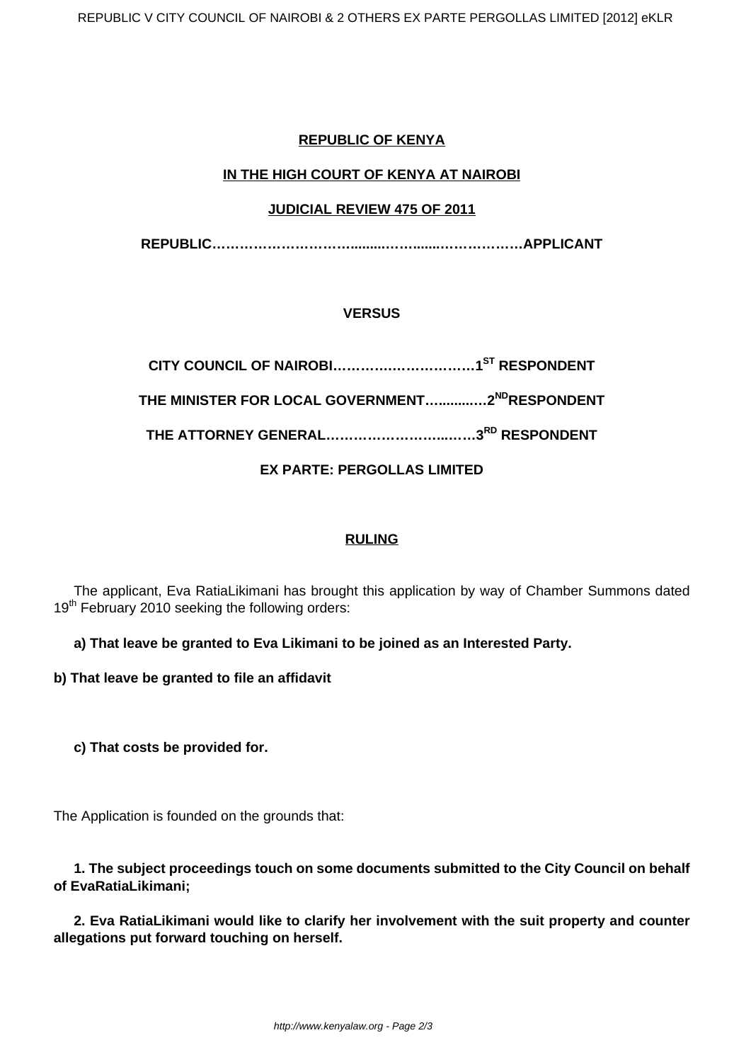**REPUBLIC OF KENYA**

**IN THE HIGH COURT OF KENYA AT NAIROBI**

**JUDICIAL REVIEW 475 OF 2011**

**REPUBLIC…………………………..........…….........………………APPLICANT**

**VERSUS**

**CITY COUNCIL OF NAIROBI…………………………1ST RESPONDENT**

**THE MINISTER FOR LOCAL GOVERNMENT…..........…2ND RESPONDENT**

**THE ATTORNEY GENERAL…………………….....……3RD RESPONDENT**

**EX PARTE: PERGOLLAS LIMITED**

**RULING**

The applicant, Eva RatiaLikimani has brought this application by way of Chamber Summons dated 19th February 2010 seeking the following orders:

**a) That leave be granted to Eva Likimani to be joined as an Interested Party.**

**b) That leave be granted to file an affidavit**

**c) That costs be provided for.**

The Application is founded on the grounds that:

**1. The subject proceedings touch on some documents submitted to the City Council on behalf of EvaRatiaLikimani;**

**2. Eva RatiaLikimani would like to clarify her involvement with the suit property and counter allegations put forward touching on herself.**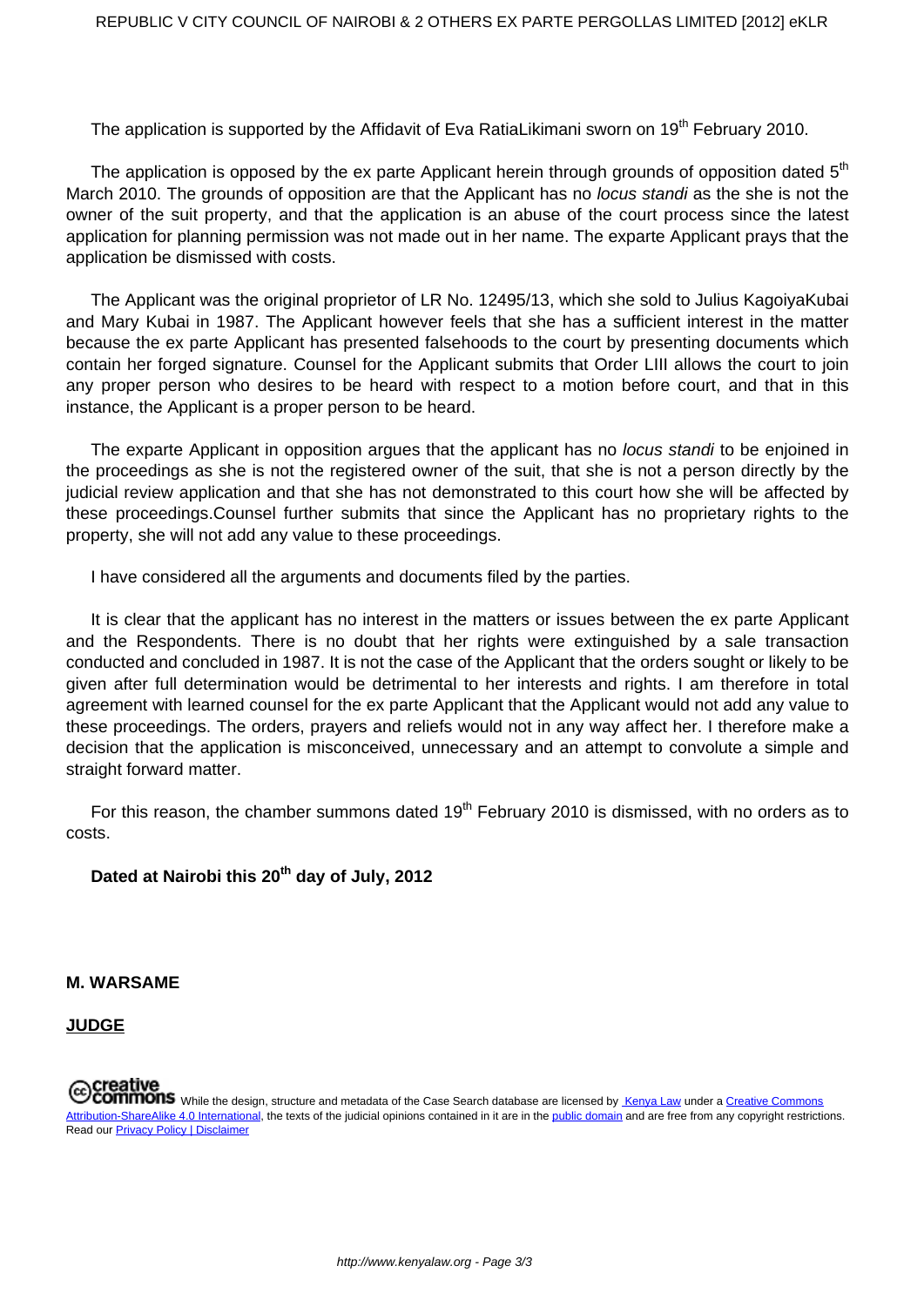The application is supported by the Affidavit of Eva RatiaLikimani sworn on 19th February 2010.

The application is opposed by the ex parte Applicant herein through grounds of opposition dated 5th March 2010. The grounds of opposition are that the Applicant has no *locus standi* as the she is not the owner of the suit property, and that the application is an abuse of the court process since the latest application for planning permission was not made out in her name. The exparte Applicant prays that the application be dismissed with costs.

The Applicant was the original proprietor of LR No. 12495/13, which she sold to Julius KagoiyaKubai and Mary Kubai in 1987. The Applicant however feels that she has a sufficient interest in the matter because the ex parte Applicant has presented falsehoods to the court by presenting documents which contain her forged signature. Counsel for the Applicant submits that Order LIII allows the court to join any proper person who desires to be heard with respect to a motion before court, and that in this instance, the Applicant is a proper person to be heard.

The exparte Applicant in opposition argues that the applicant has no *locus standi* to be enjoined in the proceedings as she is not the registered owner of the suit, that she is not a person directly by the judicial review application and that she has not demonstrated to this court how she will be affected by these proceedings.Counsel further submits that since the Applicant has no proprietary rights to the property, she will not add any value to these proceedings.

I have considered all the arguments and documents filed by the parties.

It is clear that the applicant has no interest in the matters or issues between the ex parte Applicant and the Respondents. There is no doubt that her rights were extinguished by a sale transaction conducted and concluded in 1987. It is not the case of the Applicant that the orders sought or likely to be given after full determination would be detrimental to her interests and rights. I am therefore in total agreement with learned counsel for the ex parte Applicant that the Applicant would not add any value to these proceedings. The orders, prayers and reliefs would not in any way affect her. I therefore make a decision that the application is misconceived, unnecessary and an attempt to convolute a simple and straight forward matter.

For this reason, the chamber summons dated 19th February 2010 is dismissed, with no orders as to costs.

**Dated at Nairobi this 20th day of July, 2012**

**M. WARSAME**

**JUDGE**

While the design, structure and metadata of the Case Search database are licensed by Kenya Law under a Creative Commons Attribution-ShareAlike 4.0 International, the texts of the judicial opinions contained in it are in the public domain and are free from any copyright restrictions. Read our Privacy Policy | Disclaimer